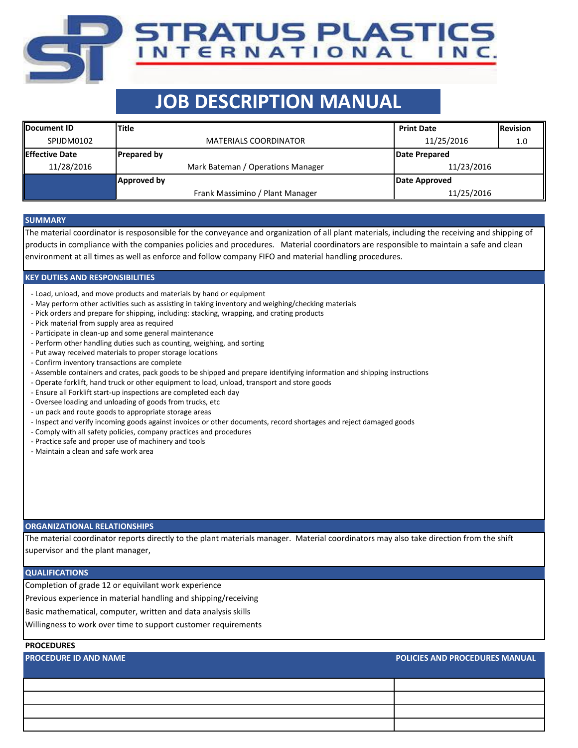STRATUS PLASTICS INTERNATIONAL INC.

# JOB DESCRIPTION MANUAL

| Document ID | Title | Print Date | Revision |
|---|---|---|---|
| SPIJDM0102 | MATERIALS COORDINATOR | 11/25/2016 | 1.0 |
| **Effective Date** | **Prepared by** | **Date Prepared** | |
| 11/28/2016 | Mark Bateman / Operations Manager | 11/23/2016 | |
| | **Approved by** | **Date Approved** | |
| | Frank Massimino / Plant Manager | 11/25/2016 | |

## SUMMARY

The material coordinator is resposonsible for the conveyance and organization of all plant materials, including the receiving and shipping of products in compliance with the companies policies and procedures. Material coordinators are responsible to maintain a safe and clean environment at all times as well as enforce and follow company FIFO and material handling procedures.

## KEY DUTIES AND RESPONSIBILITIES

- Load, unload, and move products and materials by hand or equipment
- May perform other activities such as assisting in taking inventory and weighing/checking materials
- Pick orders and prepare for shipping, including: stacking, wrapping, and crating products
- Pick material from supply area as required
- Participate in clean-up and some general maintenance
- Perform other handling duties such as counting, weighing, and sorting
- Put away received materials to proper storage locations
- Confirm inventory transactions are complete
- Assemble containers and crates, pack goods to be shipped and prepare identifying information and shipping instructions
- Operate forklift, hand truck or other equipment to load, unload, transport and store goods
- Ensure all Forklift start-up inspections are completed each day
- Oversee loading and unloading of goods from trucks, etc
- un pack and route goods to appropriate storage areas
- Inspect and verify incoming goods against invoices or other documents, record shortages and reject damaged goods
- Comply with all safety policies, company practices and procedures
- Practice safe and proper use of machinery and tools
- Maintain a clean and safe work area

## ORGANIZATIONAL RELATIONSHIPS

The material coordinator reports directly to the plant materials manager. Material coordinators may also take direction from the shift supervisor and the plant manager,

## QUALIFICATIONS

Completion of grade 12 or equivilant work experience

Previous experience in material handling and shipping/receiving

Basic mathematical, computer, written and data analysis skills

Willingness to work over time to support customer requirements

## PROCEDURES

| PROCEDURE ID AND NAME | POLICIES AND PROCEDURES MANUAL |
|---|---|
| | |
| | |
| | |
| | |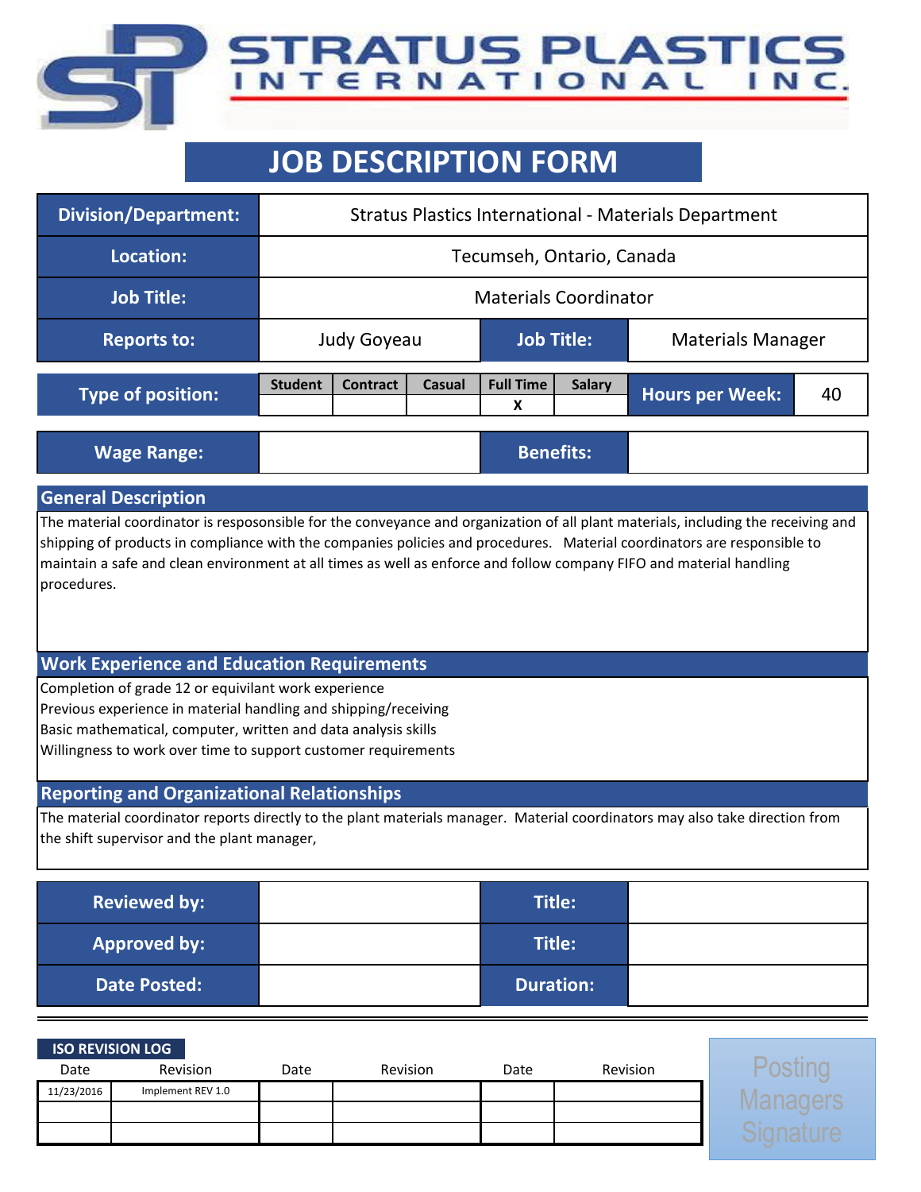STRATUS PLASTICS INTERNATIONAL INC.

# JOB DESCRIPTION FORM

| | | | |
|---|---|---|---|
| **Division/Department:** | Stratus Plastics International - Materials Department | | |
| **Location:** | Tecumseh, Ontario, Canada | | |
| **Job Title:** | Materials Coordinator | | |
| **Reports to:** | Judy Goyeau | **Job Title:** | Materials Manager |

| | | | | | | | |
|---|---|---|---|---|---|---|---|
| **Type of position:** | Student | Contract | Casual | Full Time | Salary | **Hours per Week:** | 40 |
| | | | | X | | | |

| | | | |
|---|---|---|---|
| **Wage Range:** | | **Benefits:** | |

## General Description

The material coordinator is resposonsible for the conveyance and organization of all plant materials, including the receiving and shipping of products in compliance with the companies policies and procedures. Material coordinators are responsible to maintain a safe and clean environment at all times as well as enforce and follow company FIFO and material handling procedures.

## Work Experience and Education Requirements

Completion of grade 12 or equivilant work experience
Previous experience in material handling and shipping/receiving
Basic mathematical, computer, written and data analysis skills
Willingness to work over time to support customer requirements

## Reporting and Organizational Relationships

The material coordinator reports directly to the plant materials manager. Material coordinators may also take direction from the shift supervisor and the plant manager,

| | | | |
|---|---|---|---|
| **Reviewed by:** | | **Title:** | |
| **Approved by:** | | **Title:** | |
| **Date Posted:** | | **Duration:** | |

**ISO REVISION LOG**

| Date | Revision | Date | Revision | Date | Revision |
|---|---|---|---|---|---|
| 11/23/2016 | Implement REV 1.0 | | | | |
| | | | | | |
| | | | | | |

Posting Managers Signature